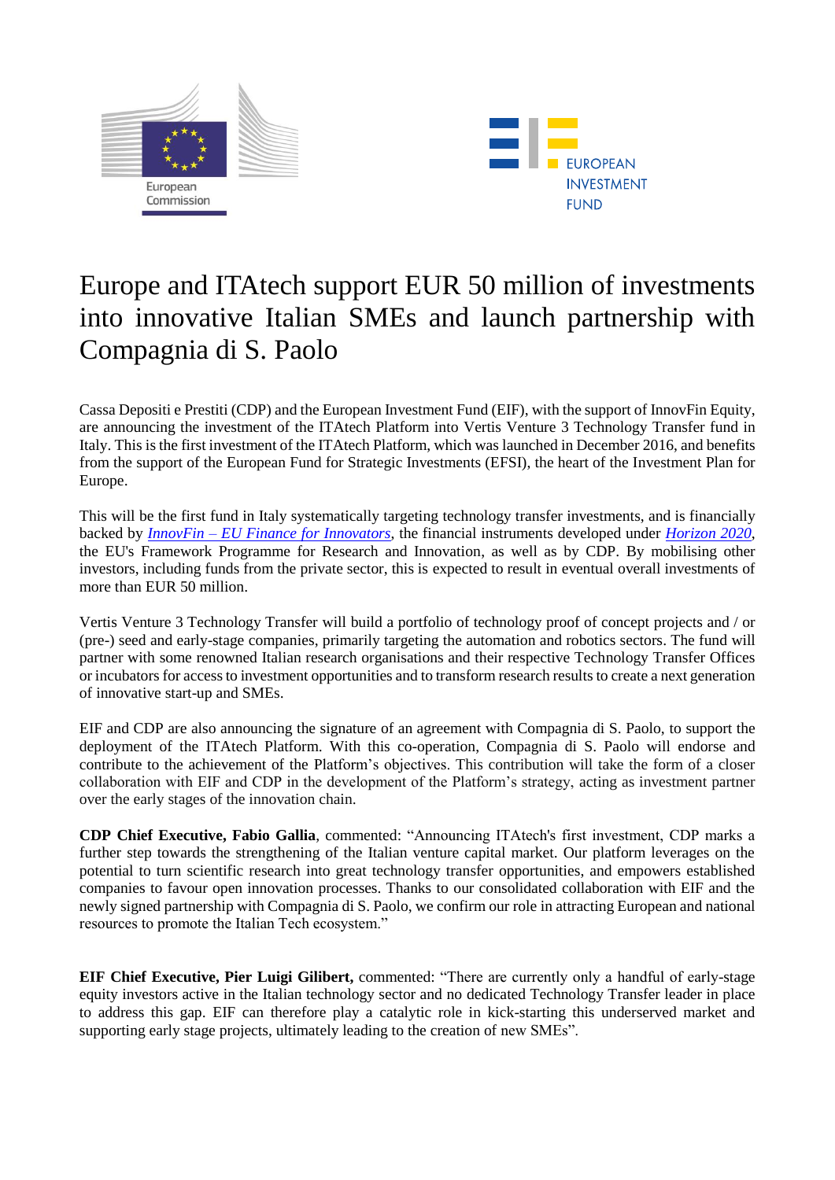# Europe and ITAtech support EUR 50 million of investments into innovative Italian SMEs and launch partnership with Compagnia di S. Paolo

Cassa Depositi e Prestiti (CDP) and the European Investment Fund (EIF), with the support of InnovFin Equity, are announcing the investment of the ITAtech Platform into Vertis Venture 3 Technology Transfer fund in Italy. This is the first investment of the ITAtech Platform, which was launched in December 2016, and benefits from the support of the European Fund for Strategic Investments (EFSI), the heart of the Investment Plan for Europe.

This will be the first fund in Italy systematically targeting technology transfer investments, and is financially backed by *InnovFin – EU Finance for Innovators*, the financial instruments developed under *Horizon 2020*, the EU's Framework Programme for Research and Innovation, as well as by CDP. By mobilising other investors, including funds from the private sector, this is expected to result in eventual overall investments of more than EUR 50 million.

Vertis Venture 3 Technology Transfer will build a portfolio of technology proof of concept projects and / or (pre-) seed and early-stage companies, primarily targeting the automation and robotics sectors. The fund will partner with some renowned Italian research organisations and their respective Technology Transfer Offices or incubators for access to investment opportunities and to transform research results to create a next generation of innovative start-up and SMEs.

EIF and CDP are also announcing the signature of an agreement with Compagnia di S. Paolo, to support the deployment of the ITAtech Platform. With this co-operation, Compagnia di S. Paolo will endorse and contribute to the achievement of the Platform's objectives. This contribution will take the form of a closer collaboration with EIF and CDP in the development of the Platform's strategy, acting as investment partner over the early stages of the innovation chain.

**CDP Chief Executive, Fabio Gallia**, commented: "Announcing ITAtech's first investment, CDP marks a further step towards the strengthening of the Italian venture capital market. Our platform leverages on the potential to turn scientific research into great technology transfer opportunities, and empowers established companies to favour open innovation processes. Thanks to our consolidated collaboration with EIF and the newly signed partnership with Compagnia di S. Paolo, we confirm our role in attracting European and national resources to promote the Italian Tech ecosystem."

**EIF Chief Executive, Pier Luigi Gilibert,** commented: "There are currently only a handful of early-stage equity investors active in the Italian technology sector and no dedicated Technology Transfer leader in place to address this gap. EIF can therefore play a catalytic role in kick-starting this underserved market and supporting early stage projects, ultimately leading to the creation of new SMEs".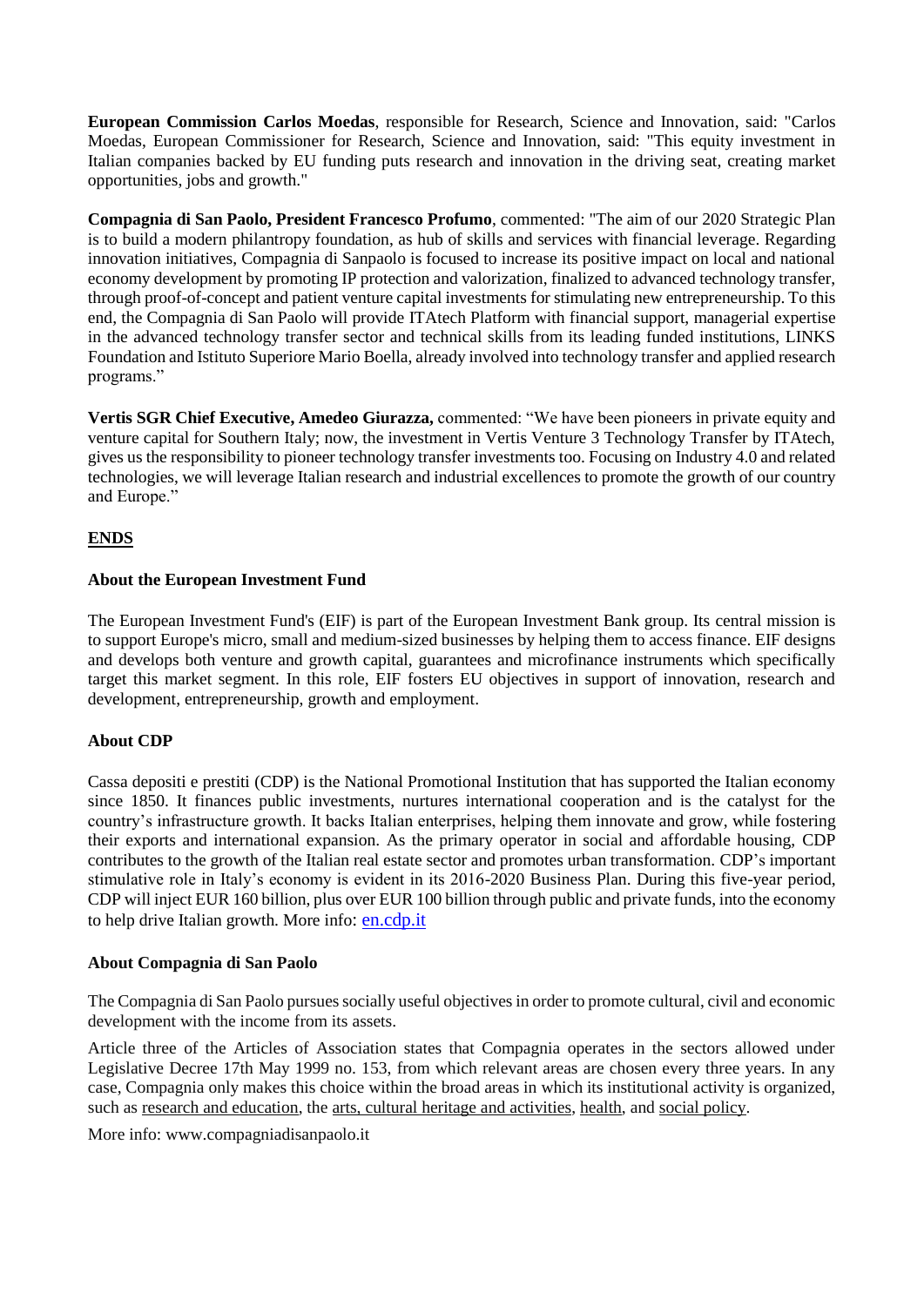**European Commission Carlos Moedas**, responsible for Research, Science and Innovation, said: "Carlos Moedas, European Commissioner for Research, Science and Innovation, said: "This equity investment in Italian companies backed by EU funding puts research and innovation in the driving seat, creating market opportunities, jobs and growth."

**Compagnia di San Paolo, President Francesco Profumo**, commented: "The aim of our 2020 Strategic Plan is to build a modern philantropy foundation, as hub of skills and services with financial leverage. Regarding innovation initiatives, Compagnia di Sanpaolo is focused to increase its positive impact on local and national economy development by promoting IP protection and valorization, finalized to advanced technology transfer, through proof-of-concept and patient venture capital investments for stimulating new entrepreneurship. To this end, the Compagnia di San Paolo will provide ITAtech Platform with financial support, managerial expertise in the advanced technology transfer sector and technical skills from its leading funded institutions, LINKS Foundation and Istituto Superiore Mario Boella, already involved into technology transfer and applied research programs."

**Vertis SGR Chief Executive, Amedeo Giurazza,** commented: "We have been pioneers in private equity and venture capital for Southern Italy; now, the investment in Vertis Venture 3 Technology Transfer by ITAtech, gives us the responsibility to pioneer technology transfer investments too. Focusing on Industry 4.0 and related technologies, we will leverage Italian research and industrial excellences to promote the growth of our country and Europe."

**ENDS**

### About the European Investment Fund

The European Investment Fund's (EIF) is part of the European Investment Bank group. Its central mission is to support Europe's micro, small and medium-sized businesses by helping them to access finance. EIF designs and develops both venture and growth capital, guarantees and microfinance instruments which specifically target this market segment. In this role, EIF fosters EU objectives in support of innovation, research and development, entrepreneurship, growth and employment.

### About CDP

Cassa depositi e prestiti (CDP) is the National Promotional Institution that has supported the Italian economy since 1850. It finances public investments, nurtures international cooperation and is the catalyst for the country's infrastructure growth. It backs Italian enterprises, helping them innovate and grow, while fostering their exports and international expansion. As the primary operator in social and affordable housing, CDP contributes to the growth of the Italian real estate sector and promotes urban transformation. CDP's important stimulative role in Italy's economy is evident in its 2016-2020 Business Plan. During this five-year period, CDP will inject EUR 160 billion, plus over EUR 100 billion through public and private funds, into the economy to help drive Italian growth. More info: en.cdp.it

### About Compagnia di San Paolo

The Compagnia di San Paolo pursues socially useful objectives in order to promote cultural, civil and economic development with the income from its assets.

Article three of the Articles of Association states that Compagnia operates in the sectors allowed under Legislative Decree 17th May 1999 no. 153, from which relevant areas are chosen every three years. In any case, Compagnia only makes this choice within the broad areas in which its institutional activity is organized, such as research and education, the arts, cultural heritage and activities, health, and social policy.

More info: www.compagniadisanpaolo.it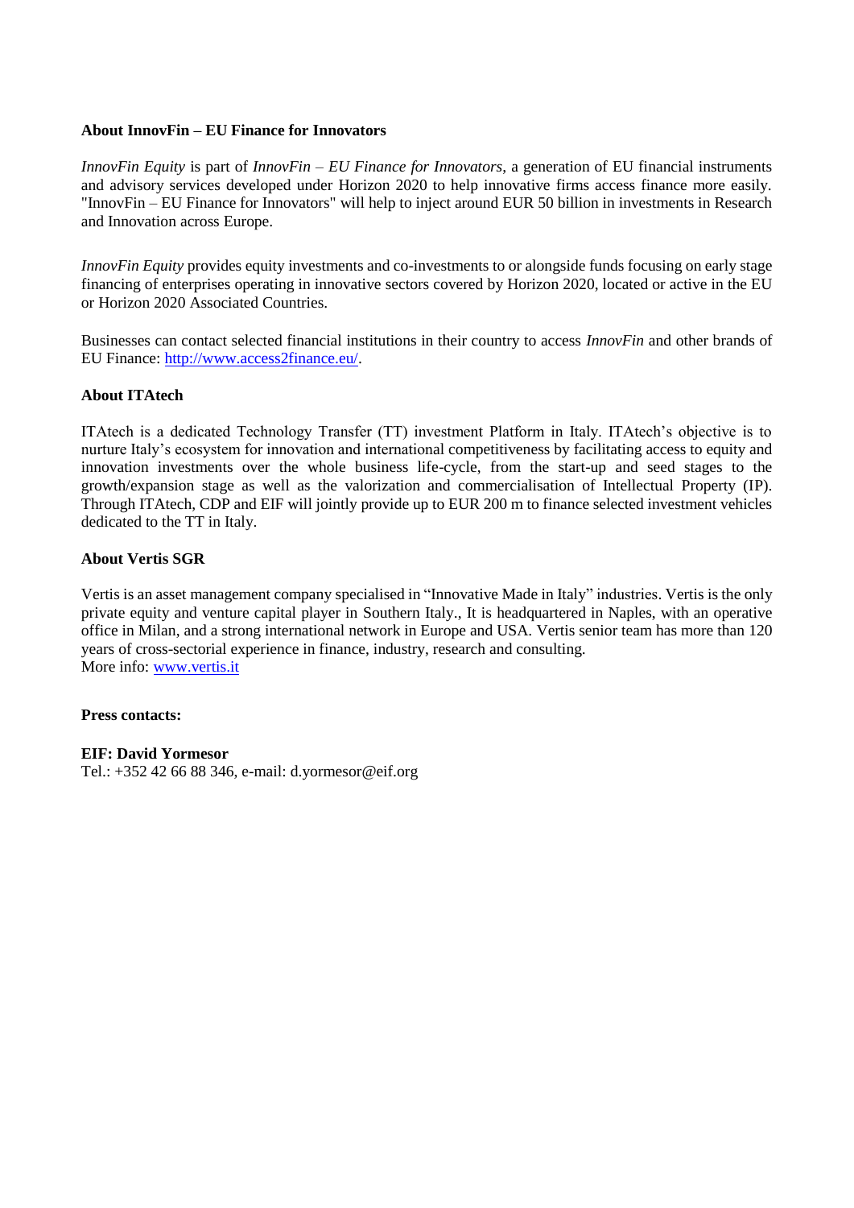**About InnovFin – EU Finance for Innovators**

*InnovFin Equity* is part of *InnovFin – EU Finance for Innovators*, a generation of EU financial instruments and advisory services developed under Horizon 2020 to help innovative firms access finance more easily. "InnovFin – EU Finance for Innovators" will help to inject around EUR 50 billion in investments in Research and Innovation across Europe.

*InnovFin Equity* provides equity investments and co-investments to or alongside funds focusing on early stage financing of enterprises operating in innovative sectors covered by Horizon 2020, located or active in the EU or Horizon 2020 Associated Countries.

Businesses can contact selected financial institutions in their country to access *InnovFin* and other brands of EU Finance: [http://www.access2finance.eu/](http://www.access2finance.eu/).

**About ITAtech**

ITAtech is a dedicated Technology Transfer (TT) investment Platform in Italy. ITAtech's objective is to nurture Italy's ecosystem for innovation and international competitiveness by facilitating access to equity and innovation investments over the whole business life-cycle, from the start-up and seed stages to the growth/expansion stage as well as the valorization and commercialisation of Intellectual Property (IP). Through ITAtech, CDP and EIF will jointly provide up to EUR 200 m to finance selected investment vehicles dedicated to the TT in Italy.

**About Vertis SGR**

Vertis is an asset management company specialised in "Innovative Made in Italy" industries. Vertis is the only private equity and venture capital player in Southern Italy., It is headquartered in Naples, with an operative office in Milan, and a strong international network in Europe and USA. Vertis senior team has more than 120 years of cross-sectorial experience in finance, industry, research and consulting.
More info: [www.vertis.it](www.vertis.it)

**Press contacts:**

**EIF: David Yormesor**
Tel.: +352 42 66 88 346, e-mail: d.yormesor@eif.org